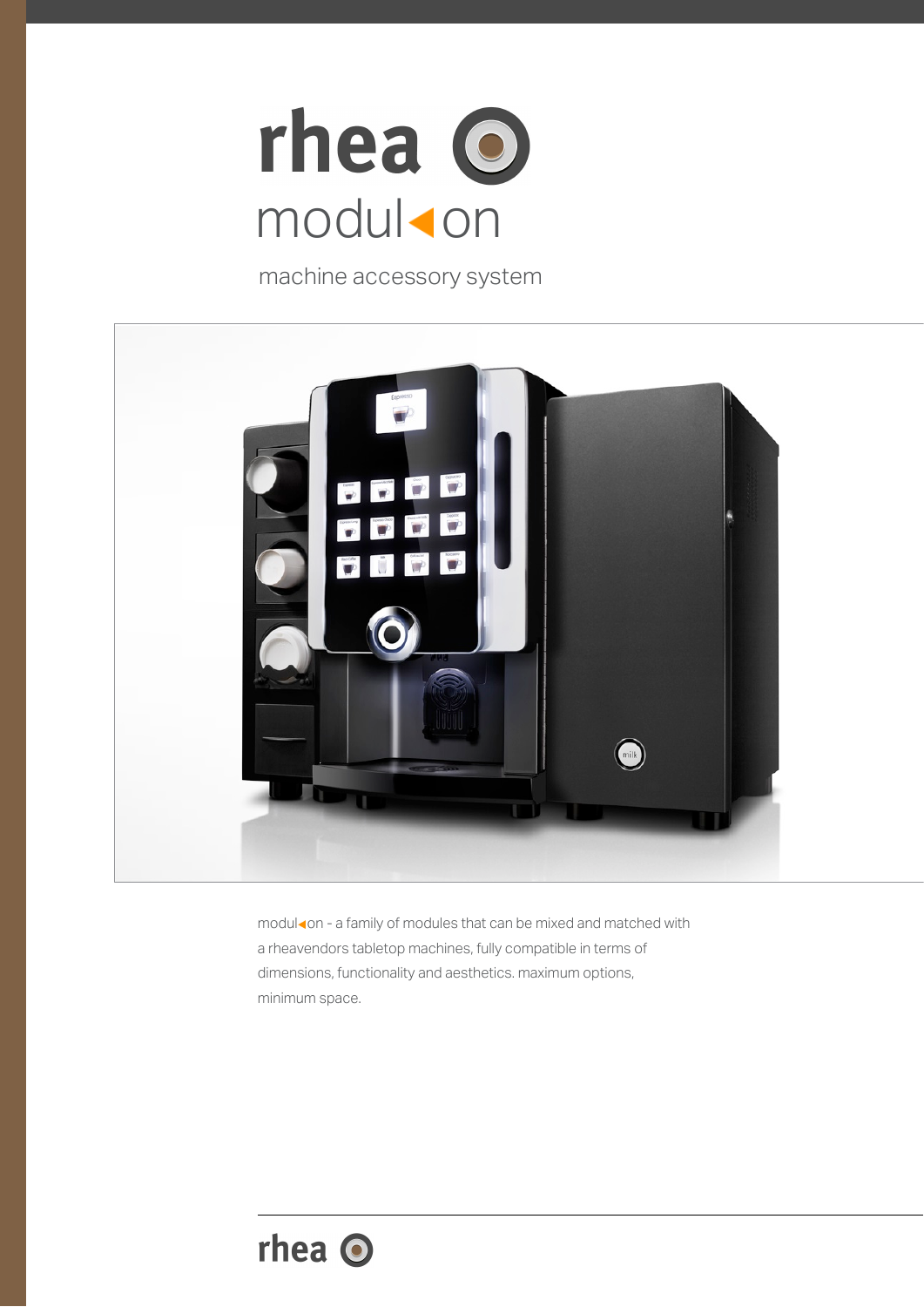# rhea

## modul◂on

machine accessory system

modul◂on - a family of modules that can be mixed and matched with a rheavendors tabletop machines, fully compatible in terms of dimensions, functionality and aesthetics. maximum options, minimum space.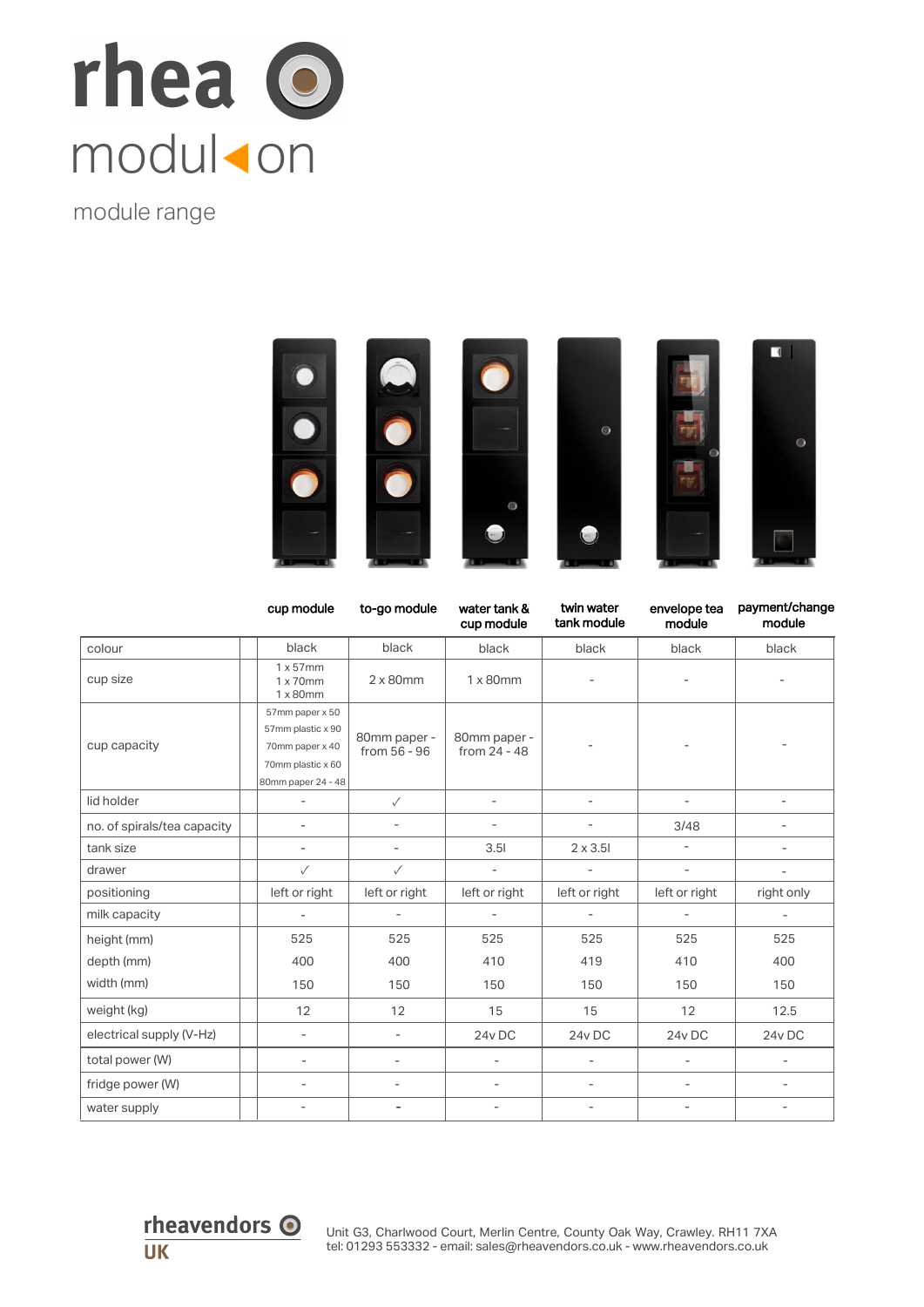# rhea modul◀on

module range

| | cup module | to-go module | water tank & cup module | twin water tank module | envelope tea module | payment/change module |
|---|---|---|---|---|---|---|
| colour | black | black | black | black | black | black |
| cup size | 1 x 57mm<br>1 x 70mm<br>1 x 80mm | 2 x 80mm | 1 x 80mm | - | - | - |
| cup capacity | 57mm paper x 50<br>57mm plastic x 90<br>70mm paper x 40<br>70mm plastic x 60<br>80mm paper 24 - 48 | 80mm paper - from 56 - 96 | 80mm paper - from 24 - 48 | - | - | - |
| lid holder | - | ✓ | - | - | - | - |
| no. of spirals/tea capacity | - | - | - | - | 3/48 | - |
| tank size | - | - | 3.5l | 2 x 3.5l | - | - |
| drawer | ✓ | ✓ | - | - | - | - |
| positioning | left or right | left or right | left or right | left or right | left or right | right only |
| milk capacity | - | - | - | - | - | - |
| height (mm) | 525 | 525 | 525 | 525 | 525 | 525 |
| depth (mm) | 400 | 400 | 410 | 419 | 410 | 400 |
| width (mm) | 150 | 150 | 150 | 150 | 150 | 150 |
| weight (kg) | 12 | 12 | 15 | 15 | 12 | 12.5 |
| electrical supply (V-Hz) | - | - | 24v DC | 24v DC | 24v DC | 24v DC |
| total power (W) | - | - | - | - | - | - |
| fridge power (W) | - | - | - | - | - | - |
| water supply | - | - | - | - | - | - |

rheavendors UK

Unit G3, Charlwood Court, Merlin Centre, County Oak Way, Crawley. RH11 7XA
tel: 01293 553332 - email: sales@rheavendors.co.uk - www.rheavendors.co.uk